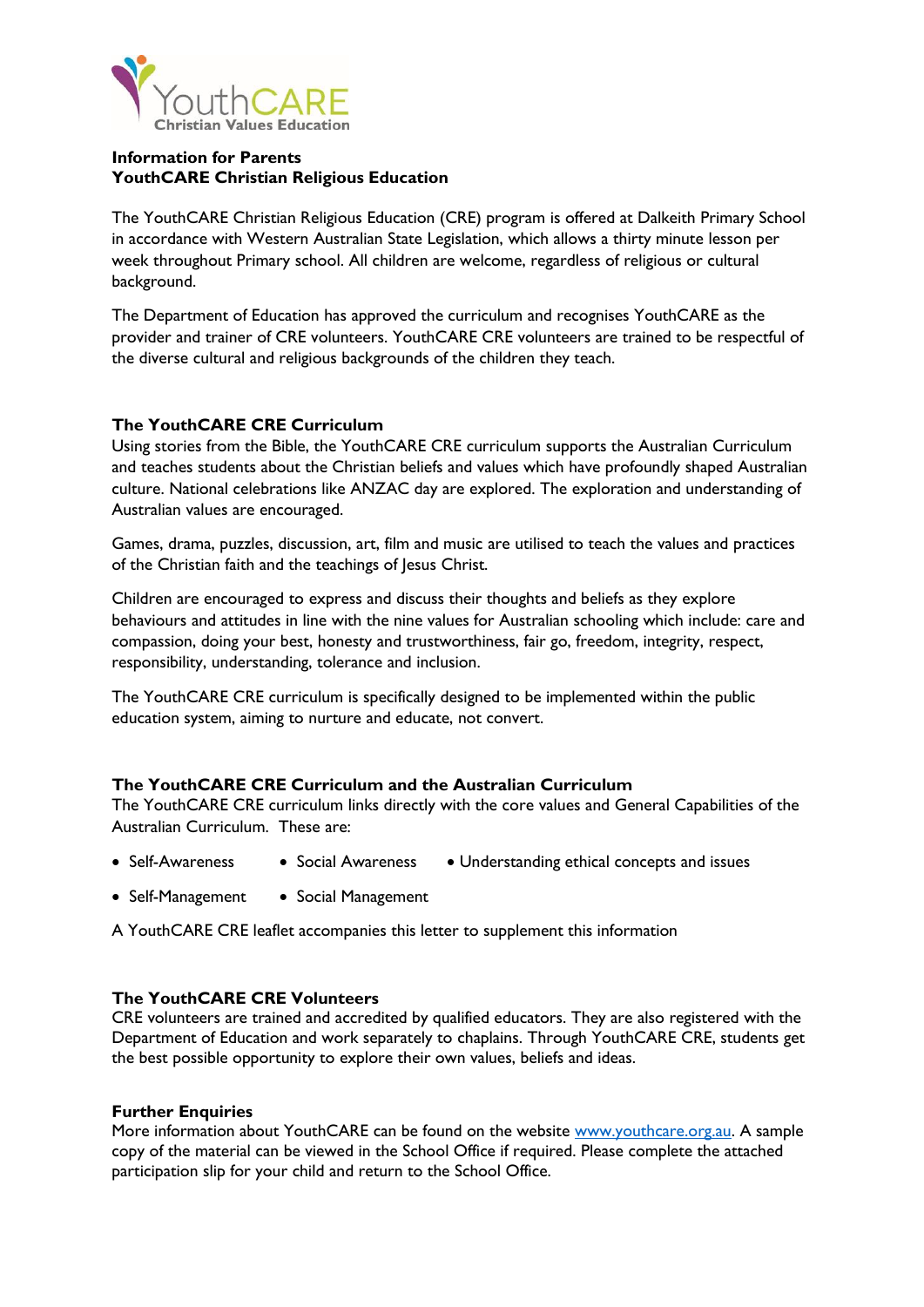YouthCARE
Christian Values Education

**Information for Parents**
**YouthCARE Christian Religious Education**

The YouthCARE Christian Religious Education (CRE) program is offered at Dalkeith Primary School in accordance with Western Australian State Legislation, which allows a thirty minute lesson per week throughout Primary school. All children are welcome, regardless of religious or cultural background.

The Department of Education has approved the curriculum and recognises YouthCARE as the provider and trainer of CRE volunteers. YouthCARE CRE volunteers are trained to be respectful of the diverse cultural and religious backgrounds of the children they teach.

## The YouthCARE CRE Curriculum

Using stories from the Bible, the YouthCARE CRE curriculum supports the Australian Curriculum and teaches students about the Christian beliefs and values which have profoundly shaped Australian culture. National celebrations like ANZAC day are explored. The exploration and understanding of Australian values are encouraged.

Games, drama, puzzles, discussion, art, film and music are utilised to teach the values and practices of the Christian faith and the teachings of Jesus Christ.

Children are encouraged to express and discuss their thoughts and beliefs as they explore behaviours and attitudes in line with the nine values for Australian schooling which include: care and compassion, doing your best, honesty and trustworthiness, fair go, freedom, integrity, respect, responsibility, understanding, tolerance and inclusion.

The YouthCARE CRE curriculum is specifically designed to be implemented within the public education system, aiming to nurture and educate, not convert.

## The YouthCARE CRE Curriculum and the Australian Curriculum

The YouthCARE CRE curriculum links directly with the core values and General Capabilities of the Australian Curriculum. These are:

- Self-Awareness
- Social Awareness
- Understanding ethical concepts and issues
- Self-Management
- Social Management

A YouthCARE CRE leaflet accompanies this letter to supplement this information

## The YouthCARE CRE Volunteers

CRE volunteers are trained and accredited by qualified educators. They are also registered with the Department of Education and work separately to chaplains. Through YouthCARE CRE, students get the best possible opportunity to explore their own values, beliefs and ideas.

## Further Enquiries

More information about YouthCARE can be found on the website www.youthcare.org.au. A sample copy of the material can be viewed in the School Office if required. Please complete the attached participation slip for your child and return to the School Office.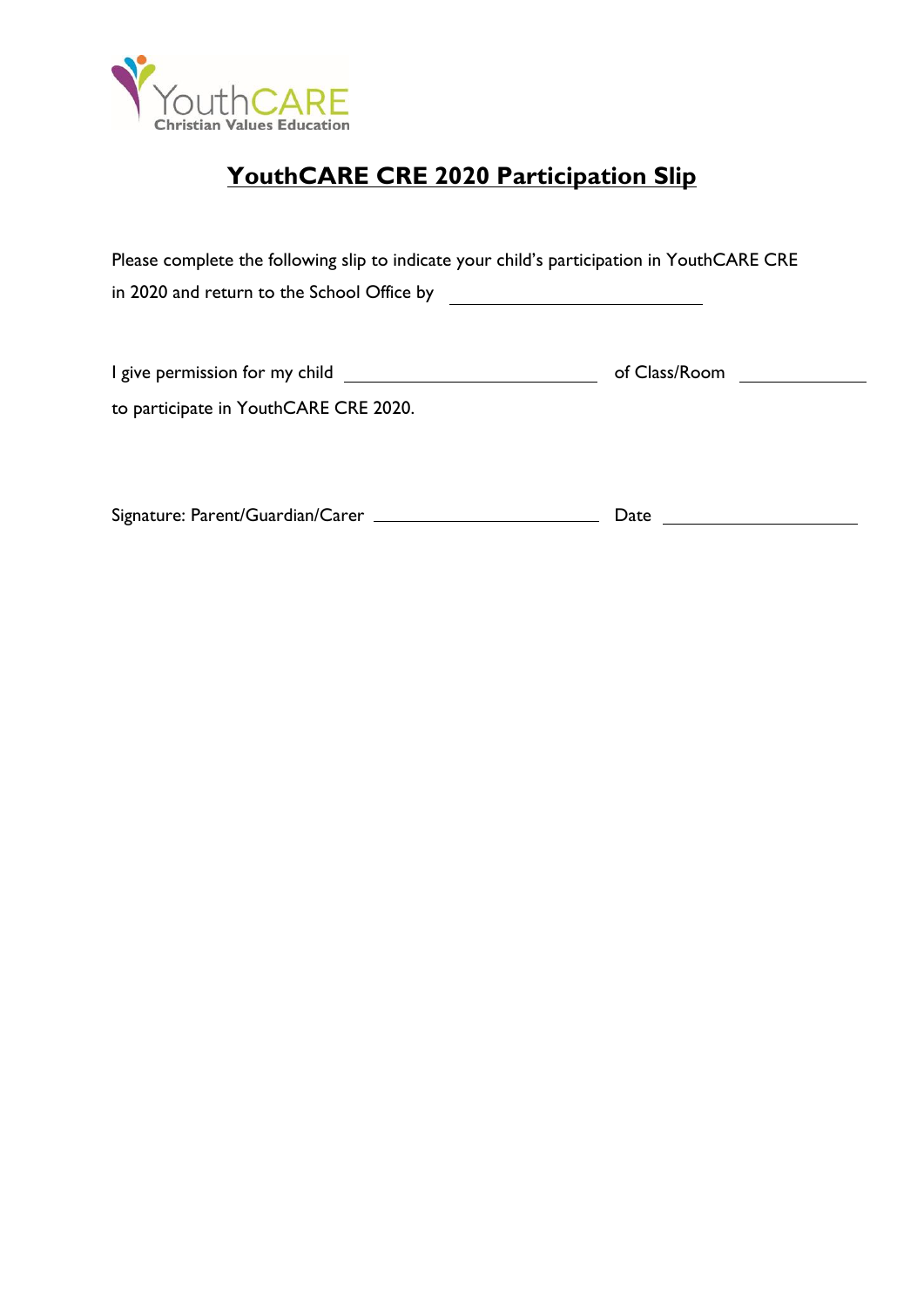YouthCARE
Christian Values Education

# YouthCARE CRE 2020 Participation Slip

Please complete the following slip to indicate your child's participation in YouthCARE CRE in 2020 and return to the School Office by ______________________

I give permission for my child ______________________ of Class/Room ____________ to participate in YouthCARE CRE 2020.

Signature: Parent/Guardian/Carer ______________________ Date ____________________